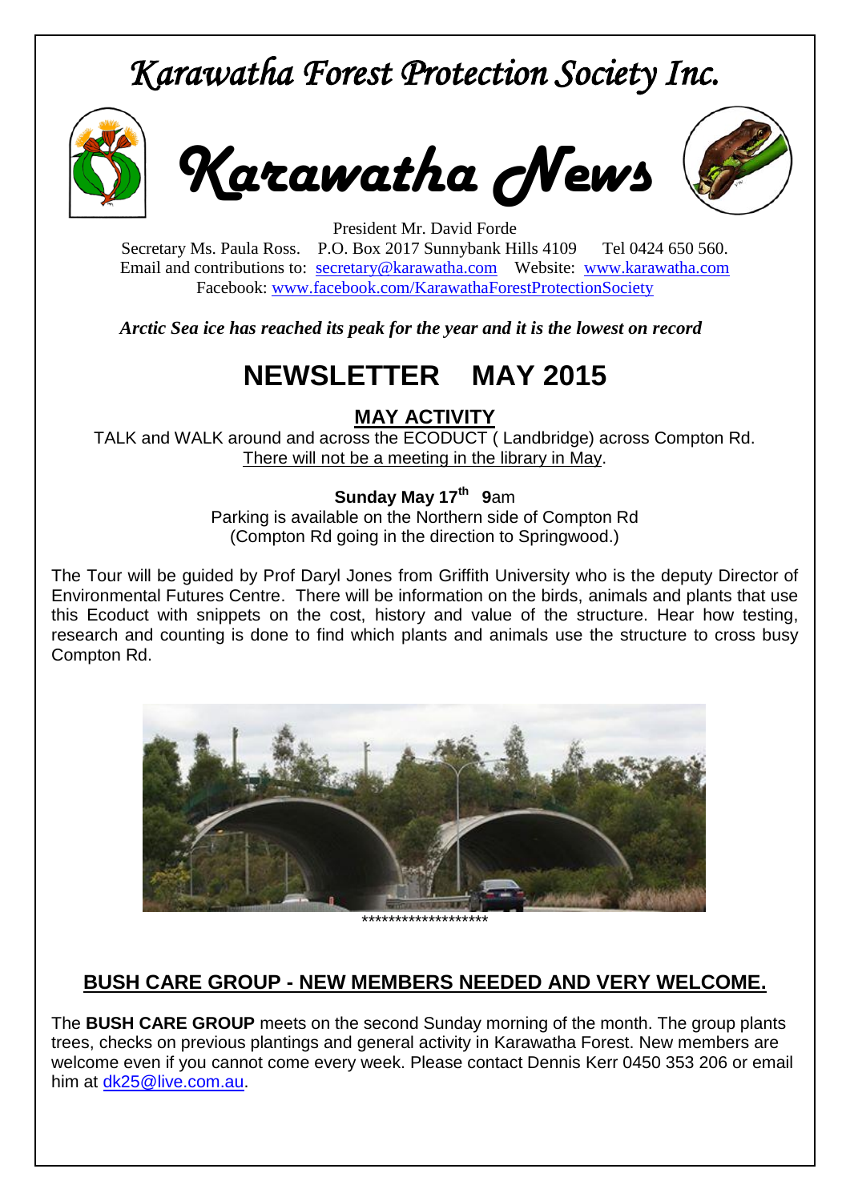# *Karawatha Forest Protection Society Inc.*

# *Karawatha News*

President Mr. David Forde
Secretary Ms. Paula Ross. P.O. Box 2017 Sunnybank Hills 4109 Tel 0424 650 560.
Email and contributions to: secretary@karawatha.com Website: www.karawatha.com
Facebook: www.facebook.com/KarawathaForestProtectionSociety

***Arctic Sea ice has reached its peak for the year and it is the lowest on record***

# NEWSLETTER MAY 2015

## MAY ACTIVITY

TALK and WALK around and across the ECODUCT ( Landbridge) across Compton Rd.
There will not be a meeting in the library in May.

**Sunday May 17th 9**am
Parking is available on the Northern side of Compton Rd
(Compton Rd going in the direction to Springwood.)

The Tour will be guided by Prof Daryl Jones from Griffith University who is the deputy Director of Environmental Futures Centre. There will be information on the birds, animals and plants that use this Ecoduct with snippets on the cost, history and value of the structure. Hear how testing, research and counting is done to find which plants and animals use the structure to cross busy Compton Rd.

*******************

## BUSH CARE GROUP - NEW MEMBERS NEEDED AND VERY WELCOME.

The **BUSH CARE GROUP** meets on the second Sunday morning of the month. The group plants trees, checks on previous plantings and general activity in Karawatha Forest. New members are welcome even if you cannot come every week. Please contact Dennis Kerr 0450 353 206 or email him at dk25@live.com.au.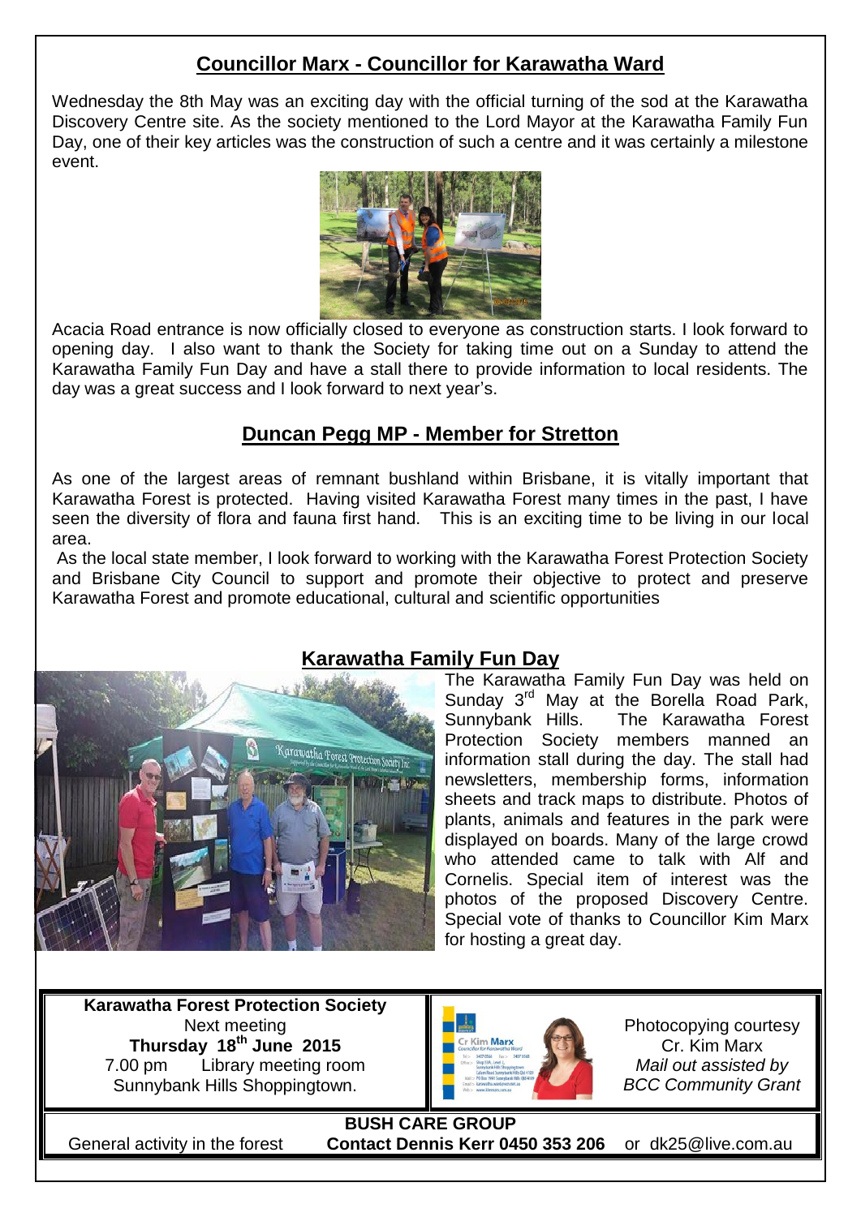## Councillor Marx - Councillor for Karawatha Ward

Wednesday the 8th May was an exciting day with the official turning of the sod at the Karawatha Discovery Centre site. As the society mentioned to the Lord Mayor at the Karawatha Family Fun Day, one of their key articles was the construction of such a centre and it was certainly a milestone event.

Acacia Road entrance is now officially closed to everyone as construction starts. I look forward to opening day. I also want to thank the Society for taking time out on a Sunday to attend the Karawatha Family Fun Day and have a stall there to provide information to local residents. The day was a great success and I look forward to next year's.

## Duncan Pegg MP - Member for Stretton

As one of the largest areas of remnant bushland within Brisbane, it is vitally important that Karawatha Forest is protected. Having visited Karawatha Forest many times in the past, I have seen the diversity of flora and fauna first hand. This is an exciting time to be living in our local area.

As the local state member, I look forward to working with the Karawatha Forest Protection Society and Brisbane City Council to support and promote their objective to protect and preserve Karawatha Forest and promote educational, cultural and scientific opportunities

## Karawatha Family Fun Day

The Karawatha Family Fun Day was held on Sunday 3rd May at the Borella Road Park, Sunnybank Hills. The Karawatha Forest Protection Society members manned an information stall during the day. The stall had newsletters, membership forms, information sheets and track maps to distribute. Photos of plants, animals and features in the park were displayed on boards. Many of the large crowd who attended came to talk with Alf and Cornelis. Special item of interest was the photos of the proposed Discovery Centre. Special vote of thanks to Councillor Kim Marx for hosting a great day.

**Karawatha Forest Protection Society**
Next meeting
**Thursday 18th June 2015**
7.00 pm Library meeting room
Sunnybank Hills Shoppingtown.

Photocopying courtesy
Cr. Kim Marx
*Mail out assisted by*
*BCC Community Grant*

**BUSH CARE GROUP**
General activity in the forest **Contact Dennis Kerr 0450 353 206** or dk25@live.com.au